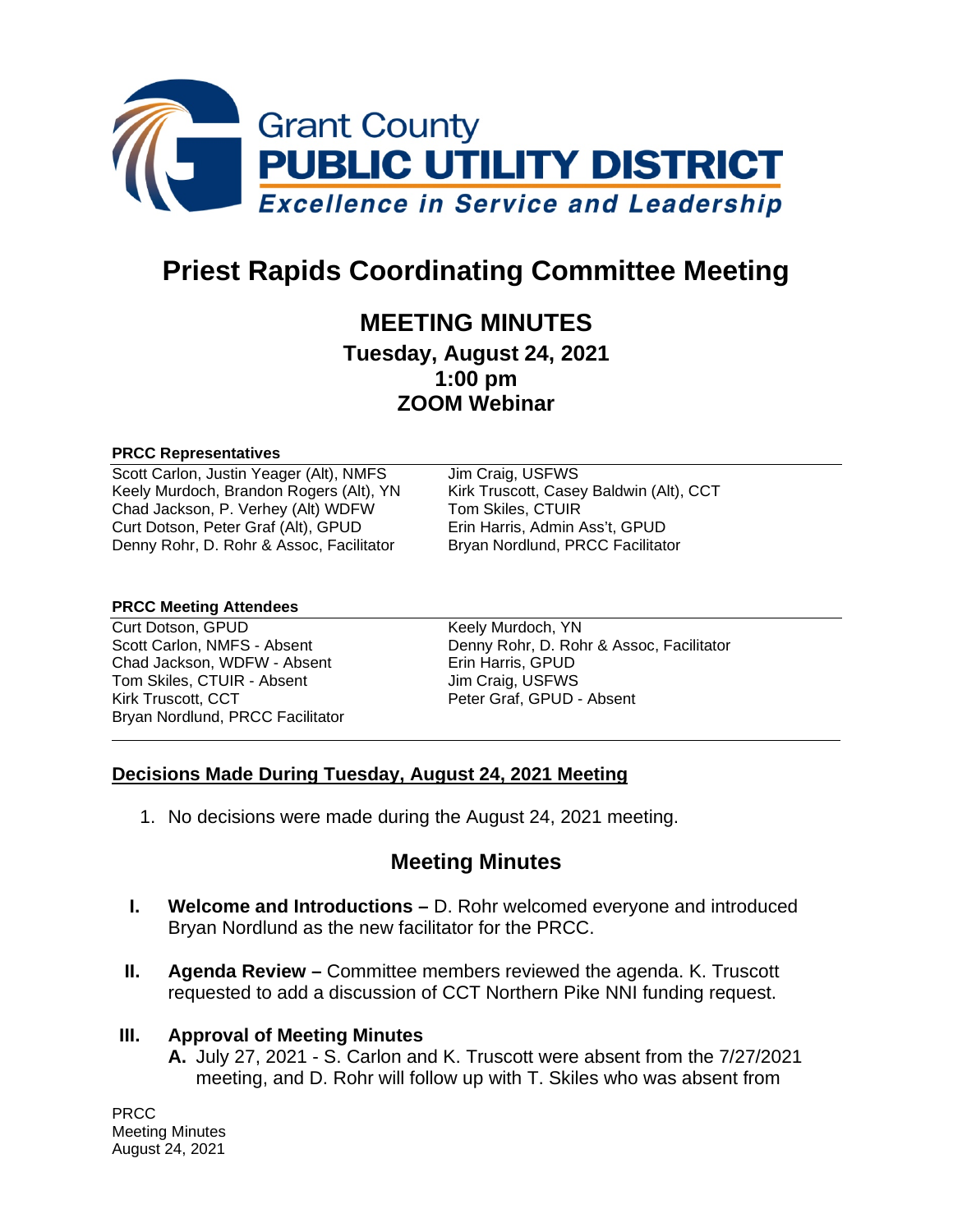Grant County
**PUBLIC UTILITY DISTRICT**
*Excellence in Service and Leadership*

# Priest Rapids Coordinating Committee Meeting

## MEETING MINUTES

### Tuesday, August 24, 2021
### 1:00 pm
### ZOOM Webinar

**PRCC Representatives**

Scott Carlon, Justin Yeager (Alt), NMFS
Keely Murdoch, Brandon Rogers (Alt), YN
Chad Jackson, P. Verhey (Alt) WDFW
Curt Dotson, Peter Graf (Alt), GPUD
Denny Rohr, D. Rohr & Assoc, Facilitator
Jim Craig, USFWS
Kirk Truscott, Casey Baldwin (Alt), CCT
Tom Skiles, CTUIR
Erin Harris, Admin Ass't, GPUD
Bryan Nordlund, PRCC Facilitator

**PRCC Meeting Attendees**

Curt Dotson, GPUD
Scott Carlon, NMFS - Absent
Chad Jackson, WDFW - Absent
Tom Skiles, CTUIR - Absent
Kirk Truscott, CCT
Bryan Nordlund, PRCC Facilitator
Keely Murdoch, YN
Denny Rohr, D. Rohr & Assoc, Facilitator
Erin Harris, GPUD
Jim Craig, USFWS
Peter Graf, GPUD - Absent

**<u>Decisions Made During Tuesday, August 24, 2021 Meeting</u>**

1. No decisions were made during the August 24, 2021 meeting.

## Meeting Minutes

**I. Welcome and Introductions –** D. Rohr welcomed everyone and introduced Bryan Nordlund as the new facilitator for the PRCC.

**II. Agenda Review –** Committee members reviewed the agenda. K. Truscott requested to add a discussion of CCT Northern Pike NNI funding request.

**III. Approval of Meeting Minutes**

**A.** July 27, 2021 - S. Carlon and K. Truscott were absent from the 7/27/2021 meeting, and D. Rohr will follow up with T. Skiles who was absent from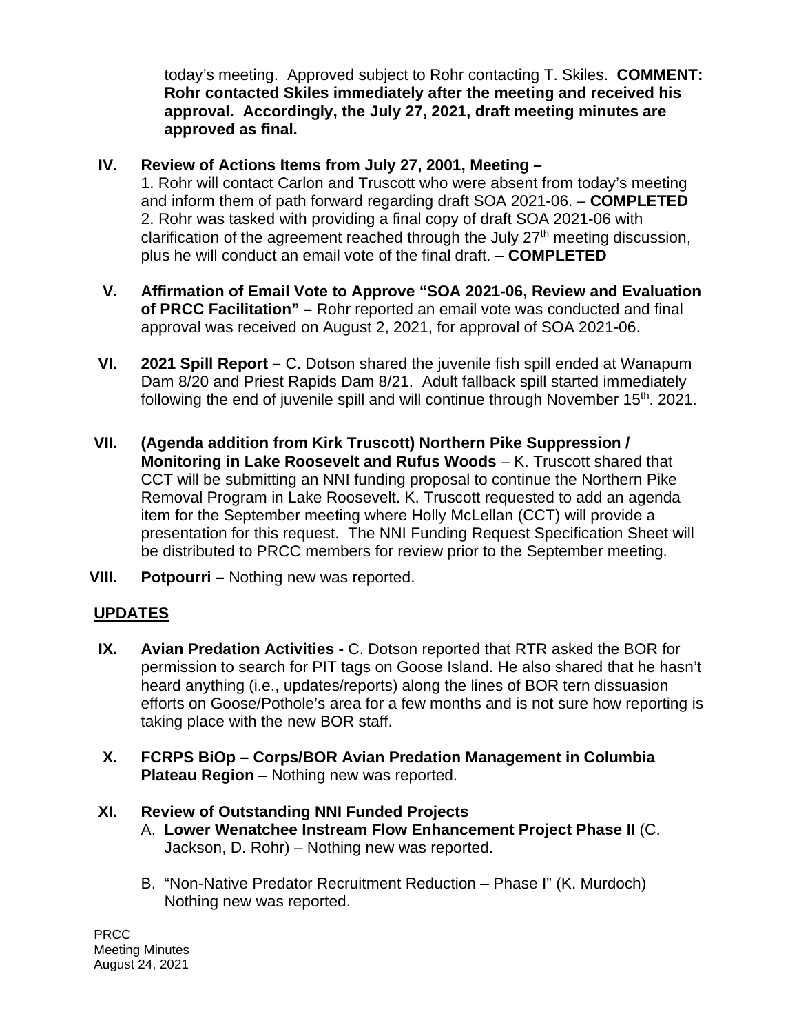today's meeting. Approved subject to Rohr contacting T. Skiles. **COMMENT: Rohr contacted Skiles immediately after the meeting and received his approval. Accordingly, the July 27, 2021, draft meeting minutes are approved as final.**

**IV. Review of Actions Items from July 27, 2001, Meeting –**
1. Rohr will contact Carlon and Truscott who were absent from today's meeting and inform them of path forward regarding draft SOA 2021-06. – **COMPLETED**
2. Rohr was tasked with providing a final copy of draft SOA 2021-06 with clarification of the agreement reached through the July 27th meeting discussion, plus he will conduct an email vote of the final draft. – **COMPLETED**

**V. Affirmation of Email Vote to Approve "SOA 2021-06, Review and Evaluation of PRCC Facilitation" –** Rohr reported an email vote was conducted and final approval was received on August 2, 2021, for approval of SOA 2021-06.

**VI. 2021 Spill Report –** C. Dotson shared the juvenile fish spill ended at Wanapum Dam 8/20 and Priest Rapids Dam 8/21. Adult fallback spill started immediately following the end of juvenile spill and will continue through November 15th. 2021.

**VII. (Agenda addition from Kirk Truscott) Northern Pike Suppression / Monitoring in Lake Roosevelt and Rufus Woods** – K. Truscott shared that CCT will be submitting an NNI funding proposal to continue the Northern Pike Removal Program in Lake Roosevelt. K. Truscott requested to add an agenda item for the September meeting where Holly McLellan (CCT) will provide a presentation for this request. The NNI Funding Request Specification Sheet will be distributed to PRCC members for review prior to the September meeting.

**VIII. Potpourri –** Nothing new was reported.

## UPDATES

**IX. Avian Predation Activities -** C. Dotson reported that RTR asked the BOR for permission to search for PIT tags on Goose Island. He also shared that he hasn't heard anything (i.e., updates/reports) along the lines of BOR tern dissuasion efforts on Goose/Pothole's area for a few months and is not sure how reporting is taking place with the new BOR staff.

**X. FCRPS BiOp – Corps/BOR Avian Predation Management in Columbia Plateau Region** – Nothing new was reported.

**XI. Review of Outstanding NNI Funded Projects**

A. **Lower Wenatchee Instream Flow Enhancement Project Phase II** (C. Jackson, D. Rohr) – Nothing new was reported.

B. "Non-Native Predator Recruitment Reduction – Phase I" (K. Murdoch) Nothing new was reported.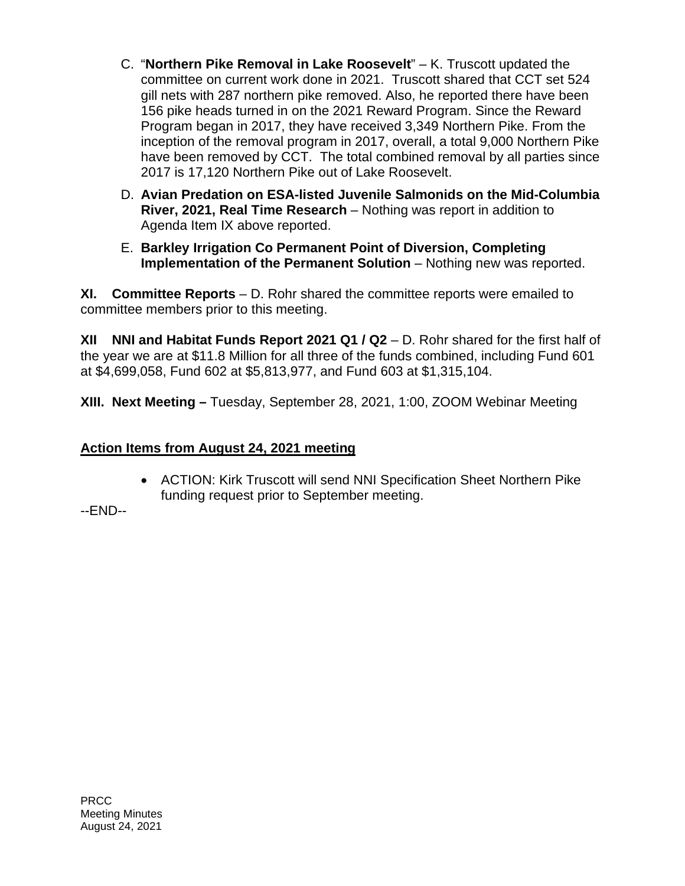C. "**Northern Pike Removal in Lake Roosevelt**" – K. Truscott updated the committee on current work done in 2021. Truscott shared that CCT set 524 gill nets with 287 northern pike removed. Also, he reported there have been 156 pike heads turned in on the 2021 Reward Program. Since the Reward Program began in 2017, they have received 3,349 Northern Pike. From the inception of the removal program in 2017, overall, a total 9,000 Northern Pike have been removed by CCT. The total combined removal by all parties since 2017 is 17,120 Northern Pike out of Lake Roosevelt.

D. **Avian Predation on ESA-listed Juvenile Salmonids on the Mid-Columbia River, 2021, Real Time Research** – Nothing was report in addition to Agenda Item IX above reported.

E. **Barkley Irrigation Co Permanent Point of Diversion, Completing Implementation of the Permanent Solution** – Nothing new was reported.

**XI. Committee Reports** – D. Rohr shared the committee reports were emailed to committee members prior to this meeting.

**XII NNI and Habitat Funds Report 2021 Q1 / Q2** – D. Rohr shared for the first half of the year we are at $11.8 Million for all three of the funds combined, including Fund 601 at $4,699,058, Fund 602 at $5,813,977, and Fund 603 at $1,315,104.

**XIII. Next Meeting –** Tuesday, September 28, 2021, 1:00, ZOOM Webinar Meeting

**<u>Action Items from August 24, 2021 meeting</u>**

- ACTION: Kirk Truscott will send NNI Specification Sheet Northern Pike funding request prior to September meeting.

--END--